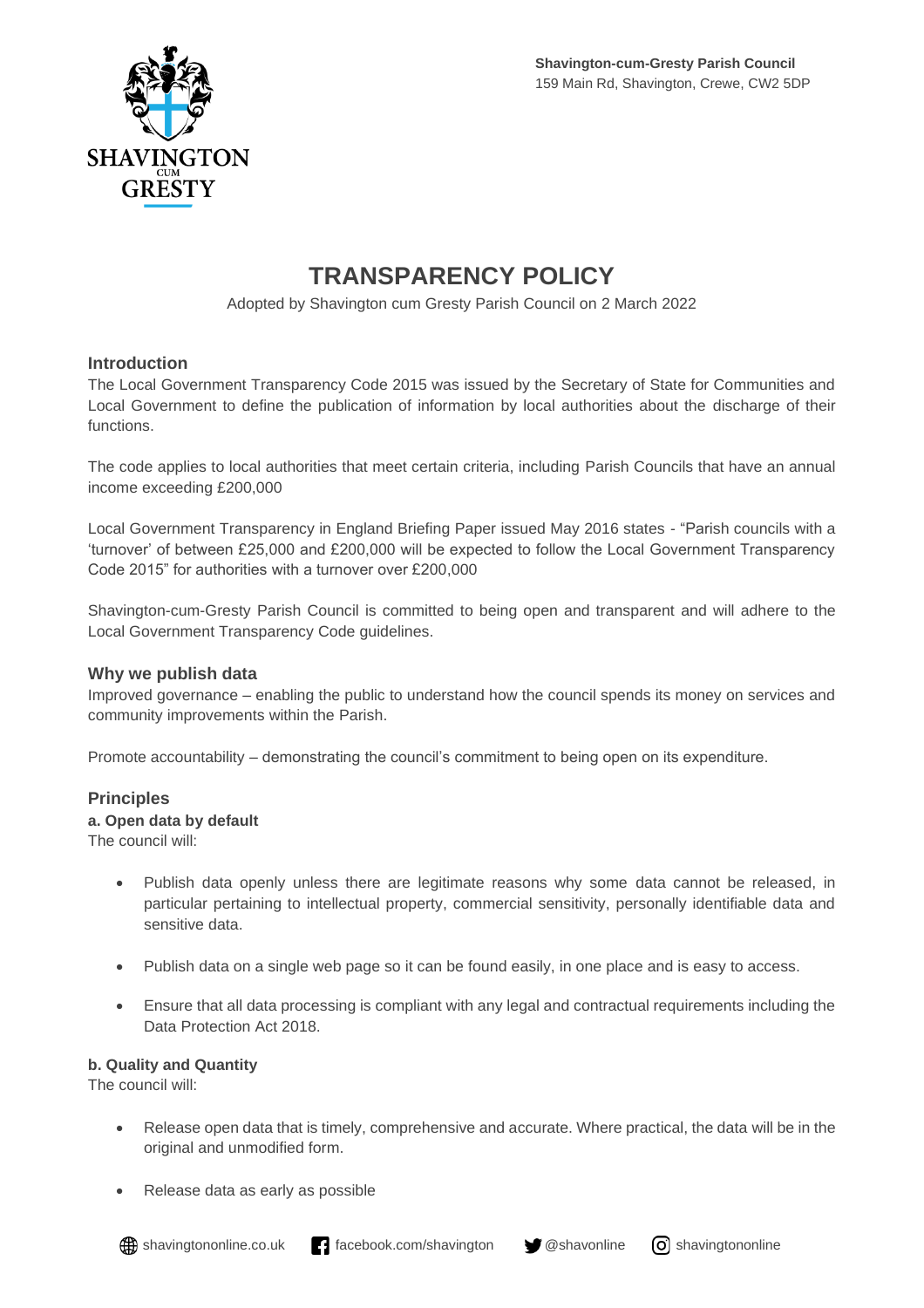**Shavington-cum-Gresty Parish Council**
159 Main Rd, Shavington, Crewe, CW2 5DP

# TRANSPARENCY POLICY

Adopted by Shavington cum Gresty Parish Council on 2 March 2022

## Introduction

The Local Government Transparency Code 2015 was issued by the Secretary of State for Communities and Local Government to define the publication of information by local authorities about the discharge of their functions.

The code applies to local authorities that meet certain criteria, including Parish Councils that have an annual income exceeding £200,000

Local Government Transparency in England Briefing Paper issued May 2016 states - "Parish councils with a 'turnover' of between £25,000 and £200,000 will be expected to follow the Local Government Transparency Code 2015" for authorities with a turnover over £200,000

Shavington-cum-Gresty Parish Council is committed to being open and transparent and will adhere to the Local Government Transparency Code guidelines.

## Why we publish data

Improved governance – enabling the public to understand how the council spends its money on services and community improvements within the Parish.

Promote accountability – demonstrating the council's commitment to being open on its expenditure.

## Principles

**a. Open data by default**

The council will:

- Publish data openly unless there are legitimate reasons why some data cannot be released, in particular pertaining to intellectual property, commercial sensitivity, personally identifiable data and sensitive data.
- Publish data on a single web page so it can be found easily, in one place and is easy to access.
- Ensure that all data processing is compliant with any legal and contractual requirements including the Data Protection Act 2018.

**b. Quality and Quantity**

The council will:

- Release open data that is timely, comprehensive and accurate. Where practical, the data will be in the original and unmodified form.
- Release data as early as possible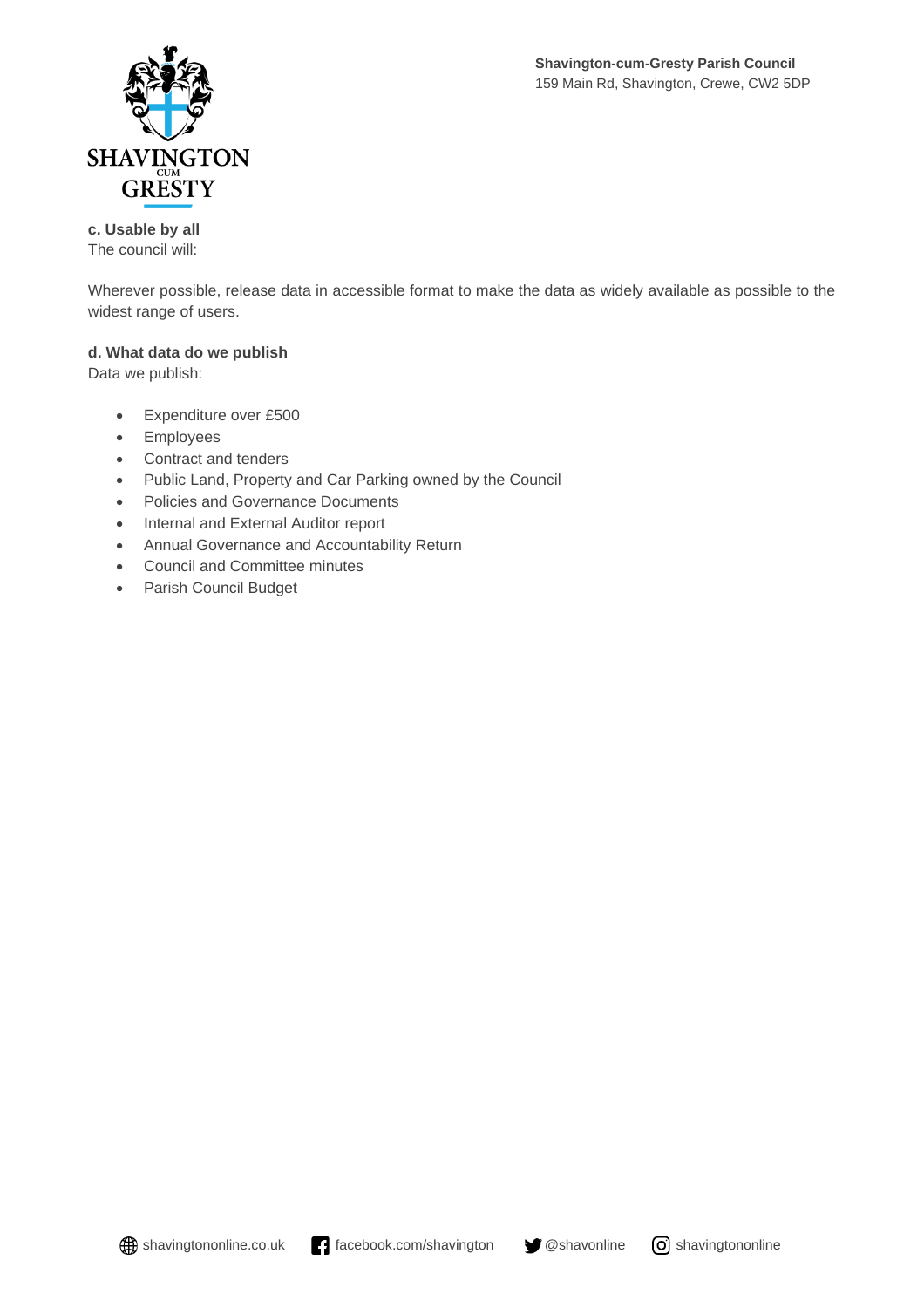**c. Usable by all**
The council will:

Wherever possible, release data in accessible format to make the data as widely available as possible to the widest range of users.

**d. What data do we publish**
Data we publish:

- Expenditure over £500
- Employees
- Contract and tenders
- Public Land, Property and Car Parking owned by the Council
- Policies and Governance Documents
- Internal and External Auditor report
- Annual Governance and Accountability Return
- Council and Committee minutes
- Parish Council Budget